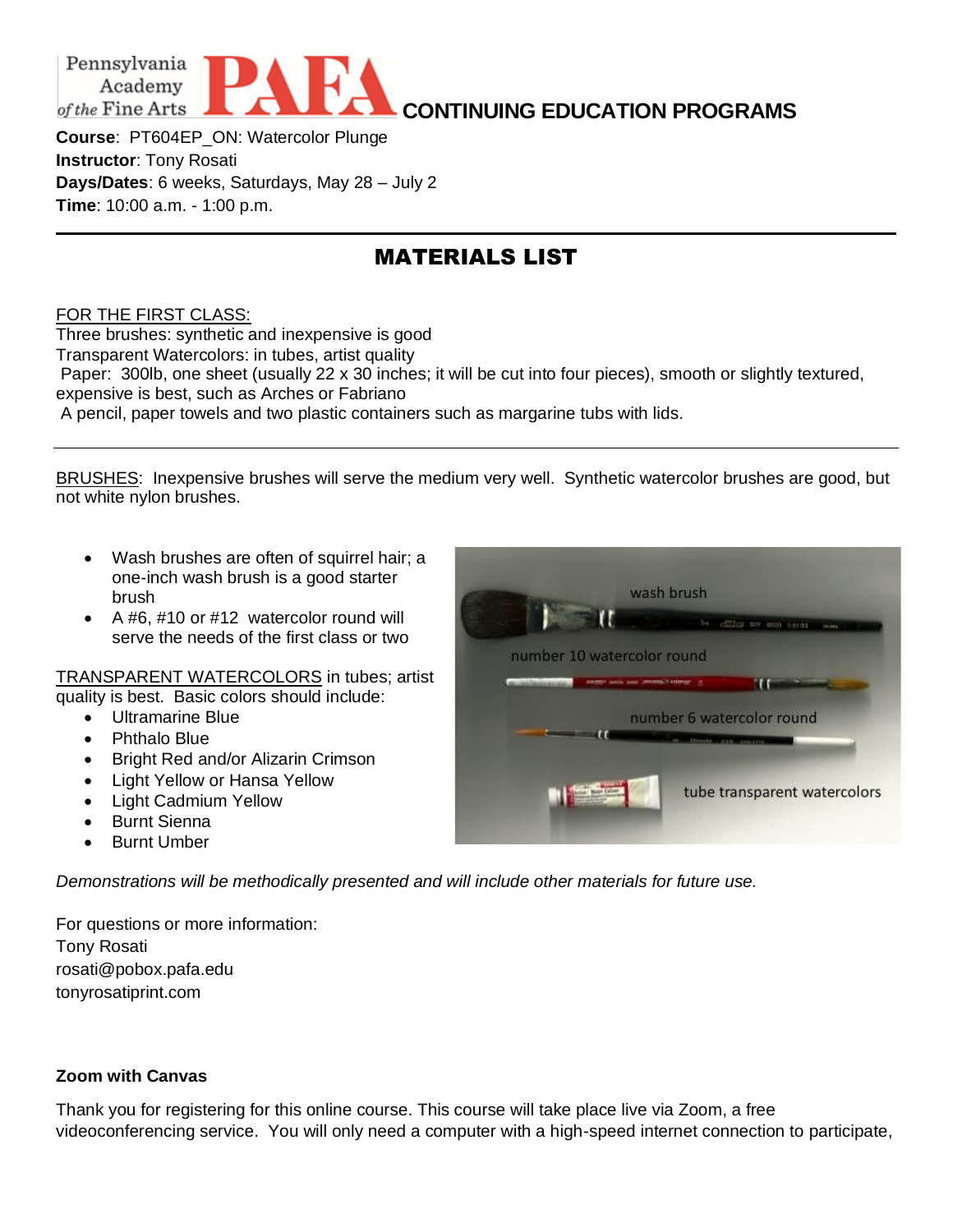Pennsylvania Academy of the Fine Arts **PAFA** **CONTINUING EDUCATION PROGRAMS**

**Course**: PT604EP_ON: Watercolor Plunge
**Instructor**: Tony Rosati
**Days/Dates**: 6 weeks, Saturdays, May 28 – July 2
**Time**: 10:00 a.m. - 1:00 p.m.

---

# MATERIALS LIST

FOR THE FIRST CLASS:
Three brushes: synthetic and inexpensive is good
Transparent Watercolors: in tubes, artist quality
Paper: 300lb, one sheet (usually 22 x 30 inches; it will be cut into four pieces), smooth or slightly textured, expensive is best, such as Arches or Fabriano
A pencil, paper towels and two plastic containers such as margarine tubs with lids.

---

BRUSHES: Inexpensive brushes will serve the medium very well. Synthetic watercolor brushes are good, but not white nylon brushes.

- Wash brushes are often of squirrel hair; a one-inch wash brush is a good starter brush
- A #6, #10 or #12 watercolor round will serve the needs of the first class or two

TRANSPARENT WATERCOLORS in tubes; artist quality is best. Basic colors should include:

- Ultramarine Blue
- Phthalo Blue
- Bright Red and/or Alizarin Crimson
- Light Yellow or Hansa Yellow
- Light Cadmium Yellow
- Burnt Sienna
- Burnt Umber

wash brush
number 10 watercolor round
number 6 watercolor round
tube transparent watercolors

*Demonstrations will be methodically presented and will include other materials for future use.*

For questions or more information:
Tony Rosati
rosati@pobox.pafa.edu
tonyrosatiprint.com

**Zoom with Canvas**

Thank you for registering for this online course. This course will take place live via Zoom, a free videoconferencing service. You will only need a computer with a high-speed internet connection to participate,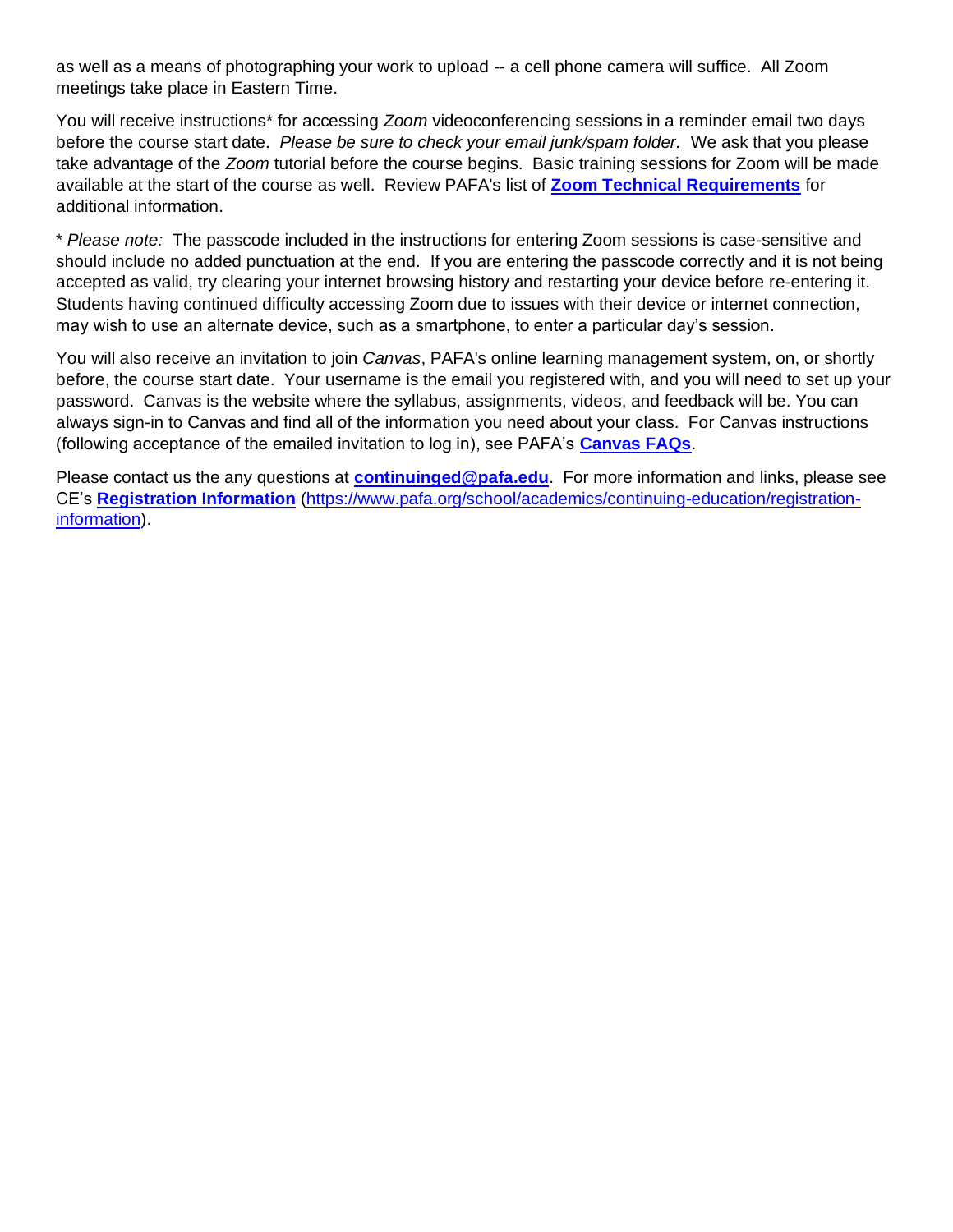as well as a means of photographing your work to upload -- a cell phone camera will suffice. All Zoom meetings take place in Eastern Time.

You will receive instructions* for accessing *Zoom* videoconferencing sessions in a reminder email two days before the course start date. *Please be sure to check your email junk/spam folder.* We ask that you please take advantage of the *Zoom* tutorial before the course begins. Basic training sessions for Zoom will be made available at the start of the course as well. Review PAFA's list of **Zoom Technical Requirements** for additional information.

* *Please note:* The passcode included in the instructions for entering Zoom sessions is case-sensitive and should include no added punctuation at the end. If you are entering the passcode correctly and it is not being accepted as valid, try clearing your internet browsing history and restarting your device before re-entering it. Students having continued difficulty accessing Zoom due to issues with their device or internet connection, may wish to use an alternate device, such as a smartphone, to enter a particular day's session.

You will also receive an invitation to join *Canvas*, PAFA's online learning management system, on, or shortly before, the course start date. Your username is the email you registered with, and you will need to set up your password. Canvas is the website where the syllabus, assignments, videos, and feedback will be. You can always sign-in to Canvas and find all of the information you need about your class. For Canvas instructions (following acceptance of the emailed invitation to log in), see PAFA's **Canvas FAQs**.

Please contact us the any questions at **continuinged@pafa.edu**. For more information and links, please see CE's **Registration Information** (https://www.pafa.org/school/academics/continuing-education/registration-information).